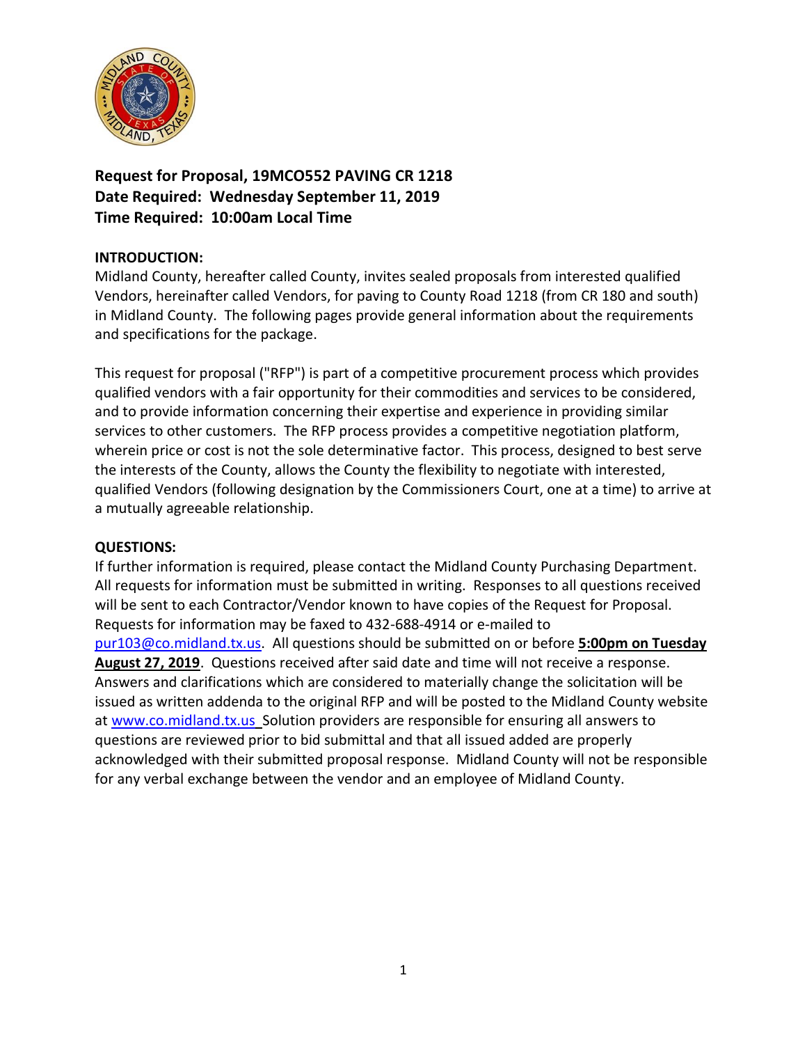**Request for Proposal, 19MCO552 PAVING CR 1218**
**Date Required: Wednesday September 11, 2019**
**Time Required: 10:00am Local Time**

**INTRODUCTION:**
Midland County, hereafter called County, invites sealed proposals from interested qualified Vendors, hereinafter called Vendors, for paving to County Road 1218 (from CR 180 and south) in Midland County. The following pages provide general information about the requirements and specifications for the package.

This request for proposal ("RFP") is part of a competitive procurement process which provides qualified vendors with a fair opportunity for their commodities and services to be considered, and to provide information concerning their expertise and experience in providing similar services to other customers. The RFP process provides a competitive negotiation platform, wherein price or cost is not the sole determinative factor. This process, designed to best serve the interests of the County, allows the County the flexibility to negotiate with interested, qualified Vendors (following designation by the Commissioners Court, one at a time) to arrive at a mutually agreeable relationship.

**QUESTIONS:**
If further information is required, please contact the Midland County Purchasing Department. All requests for information must be submitted in writing. Responses to all questions received will be sent to each Contractor/Vendor known to have copies of the Request for Proposal. Requests for information may be faxed to 432-688-4914 or e-mailed to pur103@co.midland.tx.us. All questions should be submitted on or before **5:00pm on Tuesday August 27, 2019**. Questions received after said date and time will not receive a response. Answers and clarifications which are considered to materially change the solicitation will be issued as written addenda to the original RFP and will be posted to the Midland County website at www.co.midland.tx.us Solution providers are responsible for ensuring all answers to questions are reviewed prior to bid submittal and that all issued added are properly acknowledged with their submitted proposal response. Midland County will not be responsible for any verbal exchange between the vendor and an employee of Midland County.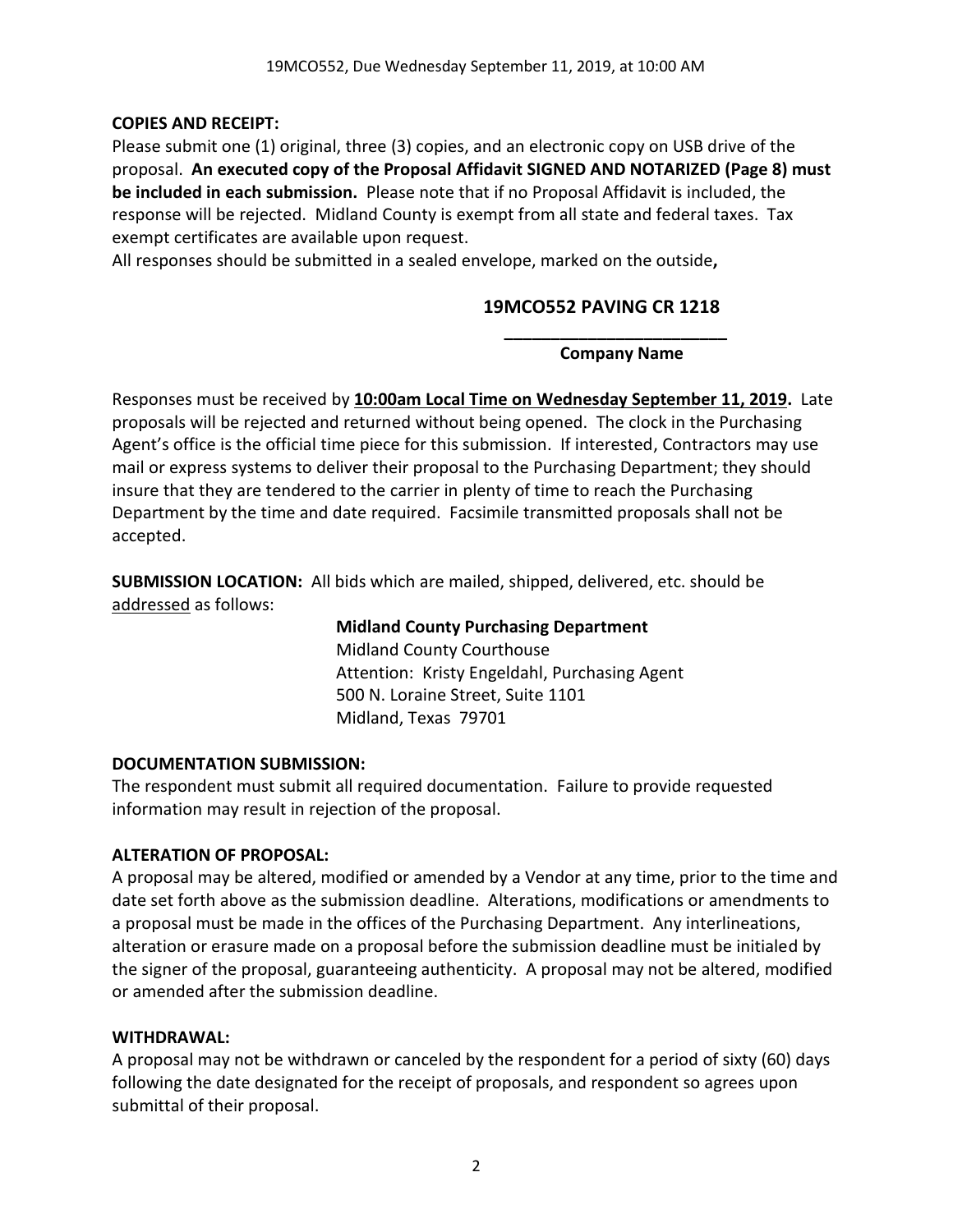**COPIES AND RECEIPT:**
Please submit one (1) original, three (3) copies, and an electronic copy on USB drive of the proposal. **An executed copy of the Proposal Affidavit SIGNED AND NOTARIZED (Page 8) must be included in each submission.** Please note that if no Proposal Affidavit is included, the response will be rejected. Midland County is exempt from all state and federal taxes. Tax exempt certificates are available upon request.
All responses should be submitted in a sealed envelope, marked on the outside**,**

**19MCO552 PAVING CR 1218**

**_______________________**
**Company Name**

Responses must be received by **10:00am Local Time on Wednesday September 11, 2019.** Late proposals will be rejected and returned without being opened. The clock in the Purchasing Agent's office is the official time piece for this submission. If interested, Contractors may use mail or express systems to deliver their proposal to the Purchasing Department; they should insure that they are tendered to the carrier in plenty of time to reach the Purchasing Department by the time and date required. Facsimile transmitted proposals shall not be accepted.

**SUBMISSION LOCATION:** All bids which are mailed, shipped, delivered, etc. should be addressed as follows:

**Midland County Purchasing Department**
Midland County Courthouse
Attention: Kristy Engeldahl, Purchasing Agent
500 N. Loraine Street, Suite 1101
Midland, Texas 79701

**DOCUMENTATION SUBMISSION:**
The respondent must submit all required documentation. Failure to provide requested information may result in rejection of the proposal.

**ALTERATION OF PROPOSAL:**
A proposal may be altered, modified or amended by a Vendor at any time, prior to the time and date set forth above as the submission deadline. Alterations, modifications or amendments to a proposal must be made in the offices of the Purchasing Department. Any interlineations, alteration or erasure made on a proposal before the submission deadline must be initialed by the signer of the proposal, guaranteeing authenticity. A proposal may not be altered, modified or amended after the submission deadline.

**WITHDRAWAL:**
A proposal may not be withdrawn or canceled by the respondent for a period of sixty (60) days following the date designated for the receipt of proposals, and respondent so agrees upon submittal of their proposal.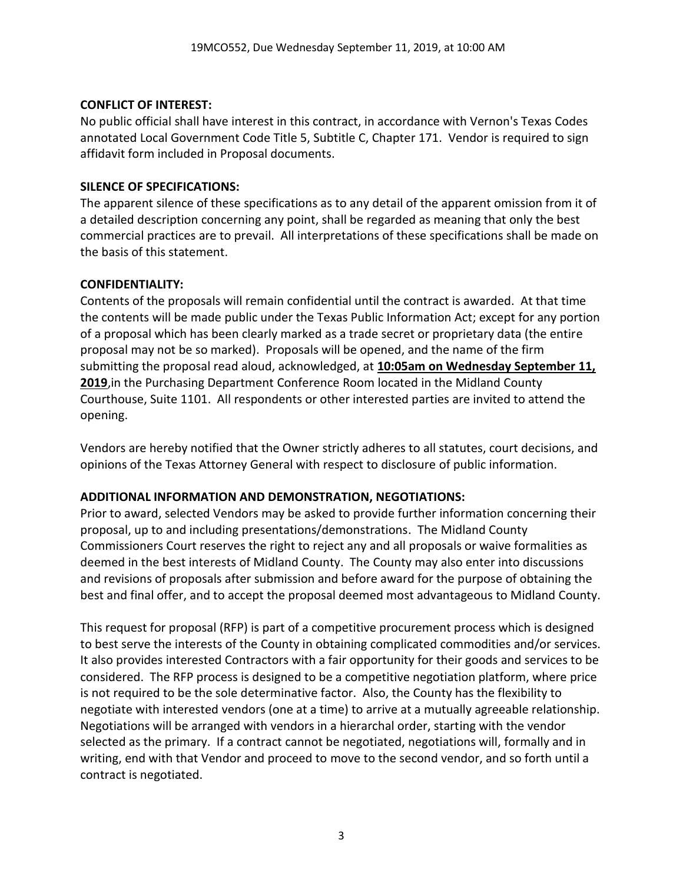**CONFLICT OF INTEREST:**

No public official shall have interest in this contract, in accordance with Vernon's Texas Codes annotated Local Government Code Title 5, Subtitle C, Chapter 171. Vendor is required to sign affidavit form included in Proposal documents.

**SILENCE OF SPECIFICATIONS:**

The apparent silence of these specifications as to any detail of the apparent omission from it of a detailed description concerning any point, shall be regarded as meaning that only the best commercial practices are to prevail. All interpretations of these specifications shall be made on the basis of this statement.

**CONFIDENTIALITY:**

Contents of the proposals will remain confidential until the contract is awarded. At that time the contents will be made public under the Texas Public Information Act; except for any portion of a proposal which has been clearly marked as a trade secret or proprietary data (the entire proposal may not be so marked). Proposals will be opened, and the name of the firm submitting the proposal read aloud, acknowledged, at **10:05am on Wednesday September 11, 2019**,in the Purchasing Department Conference Room located in the Midland County Courthouse, Suite 1101. All respondents or other interested parties are invited to attend the opening.

Vendors are hereby notified that the Owner strictly adheres to all statutes, court decisions, and opinions of the Texas Attorney General with respect to disclosure of public information.

**ADDITIONAL INFORMATION AND DEMONSTRATION, NEGOTIATIONS:**

Prior to award, selected Vendors may be asked to provide further information concerning their proposal, up to and including presentations/demonstrations. The Midland County Commissioners Court reserves the right to reject any and all proposals or waive formalities as deemed in the best interests of Midland County. The County may also enter into discussions and revisions of proposals after submission and before award for the purpose of obtaining the best and final offer, and to accept the proposal deemed most advantageous to Midland County.

This request for proposal (RFP) is part of a competitive procurement process which is designed to best serve the interests of the County in obtaining complicated commodities and/or services. It also provides interested Contractors with a fair opportunity for their goods and services to be considered. The RFP process is designed to be a competitive negotiation platform, where price is not required to be the sole determinative factor. Also, the County has the flexibility to negotiate with interested vendors (one at a time) to arrive at a mutually agreeable relationship. Negotiations will be arranged with vendors in a hierarchal order, starting with the vendor selected as the primary. If a contract cannot be negotiated, negotiations will, formally and in writing, end with that Vendor and proceed to move to the second vendor, and so forth until a contract is negotiated.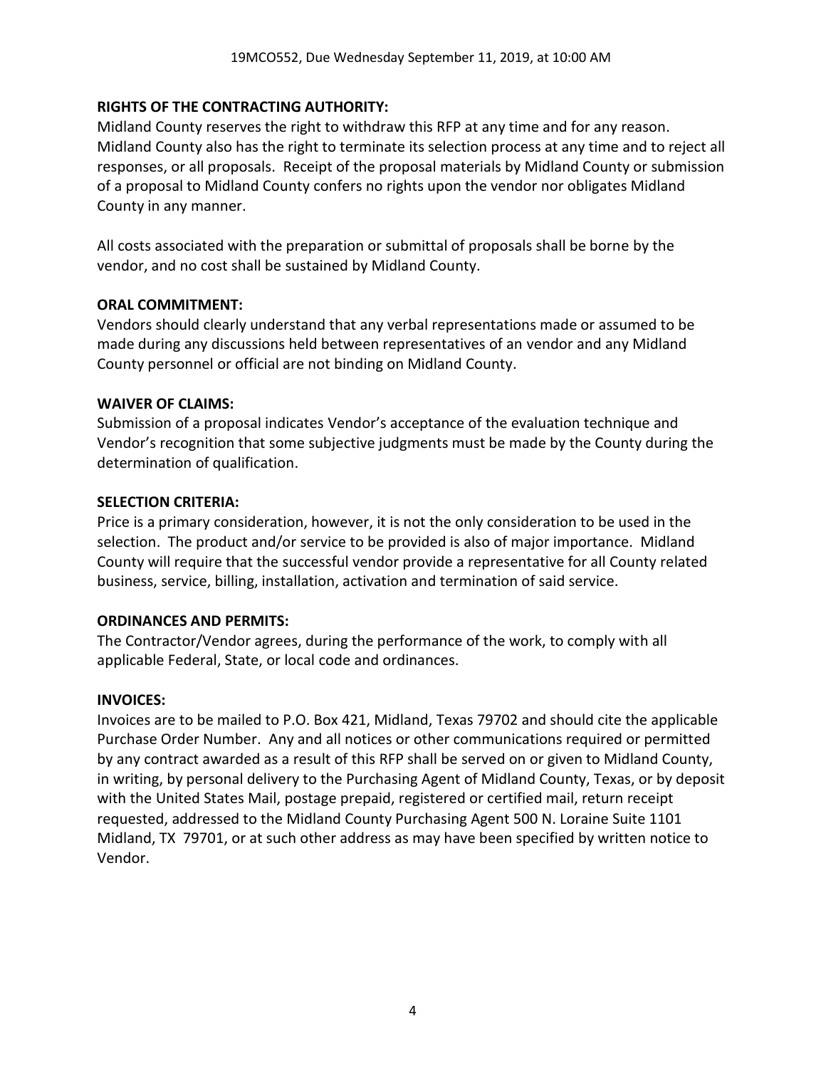**RIGHTS OF THE CONTRACTING AUTHORITY:**
Midland County reserves the right to withdraw this RFP at any time and for any reason. Midland County also has the right to terminate its selection process at any time and to reject all responses, or all proposals. Receipt of the proposal materials by Midland County or submission of a proposal to Midland County confers no rights upon the vendor nor obligates Midland County in any manner.

All costs associated with the preparation or submittal of proposals shall be borne by the vendor, and no cost shall be sustained by Midland County.

**ORAL COMMITMENT:**
Vendors should clearly understand that any verbal representations made or assumed to be made during any discussions held between representatives of an vendor and any Midland County personnel or official are not binding on Midland County.

**WAIVER OF CLAIMS:**
Submission of a proposal indicates Vendor's acceptance of the evaluation technique and Vendor's recognition that some subjective judgments must be made by the County during the determination of qualification.

**SELECTION CRITERIA:**
Price is a primary consideration, however, it is not the only consideration to be used in the selection. The product and/or service to be provided is also of major importance. Midland County will require that the successful vendor provide a representative for all County related business, service, billing, installation, activation and termination of said service.

**ORDINANCES AND PERMITS:**
The Contractor/Vendor agrees, during the performance of the work, to comply with all applicable Federal, State, or local code and ordinances.

**INVOICES:**
Invoices are to be mailed to P.O. Box 421, Midland, Texas 79702 and should cite the applicable Purchase Order Number. Any and all notices or other communications required or permitted by any contract awarded as a result of this RFP shall be served on or given to Midland County, in writing, by personal delivery to the Purchasing Agent of Midland County, Texas, or by deposit with the United States Mail, postage prepaid, registered or certified mail, return receipt requested, addressed to the Midland County Purchasing Agent 500 N. Loraine Suite 1101 Midland, TX 79701, or at such other address as may have been specified by written notice to Vendor.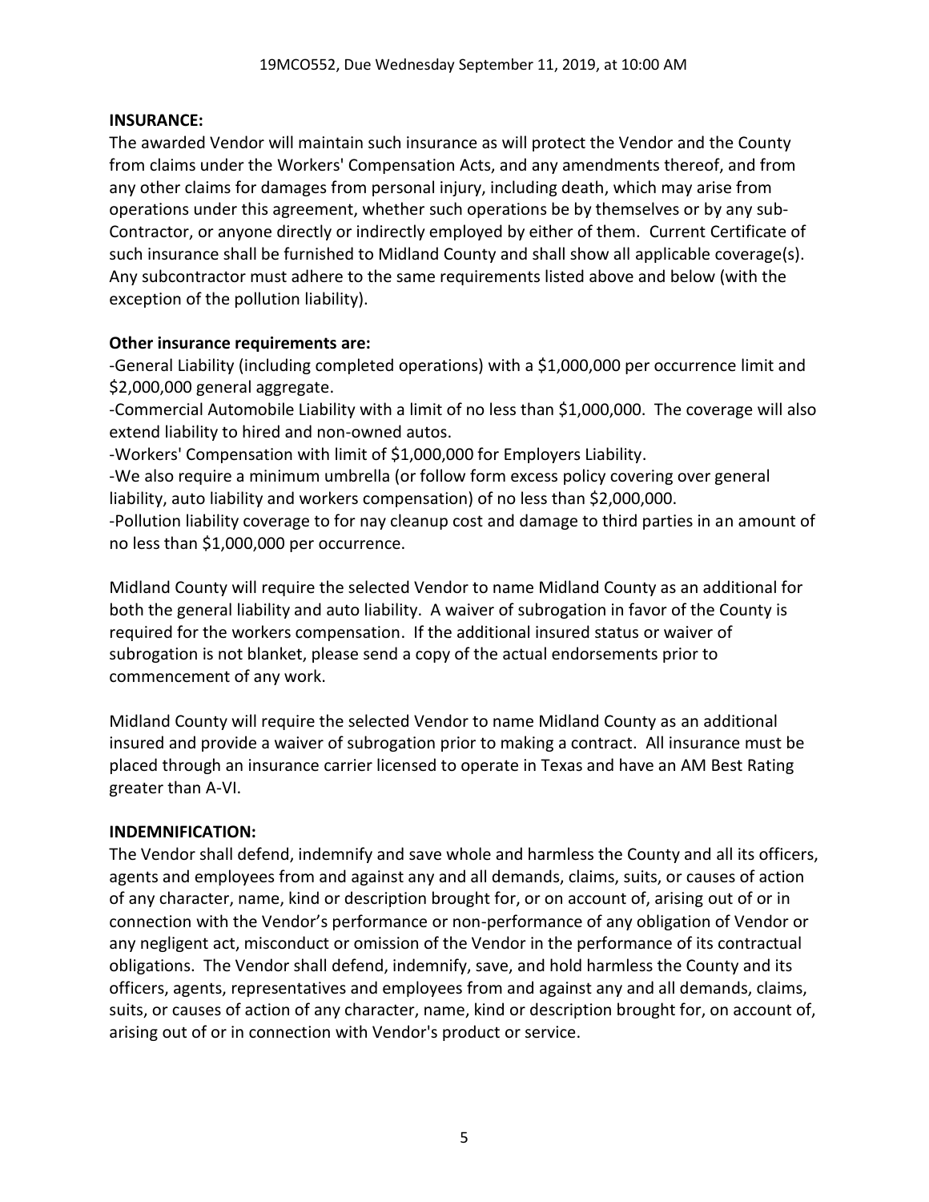**INSURANCE:**

The awarded Vendor will maintain such insurance as will protect the Vendor and the County from claims under the Workers' Compensation Acts, and any amendments thereof, and from any other claims for damages from personal injury, including death, which may arise from operations under this agreement, whether such operations be by themselves or by any sub-Contractor, or anyone directly or indirectly employed by either of them. Current Certificate of such insurance shall be furnished to Midland County and shall show all applicable coverage(s). Any subcontractor must adhere to the same requirements listed above and below (with the exception of the pollution liability).

**Other insurance requirements are:**

-General Liability (including completed operations) with a $1,000,000 per occurrence limit and $2,000,000 general aggregate.

-Commercial Automobile Liability with a limit of no less than $1,000,000. The coverage will also extend liability to hired and non-owned autos.

-Workers' Compensation with limit of $1,000,000 for Employers Liability.

-We also require a minimum umbrella (or follow form excess policy covering over general liability, auto liability and workers compensation) of no less than $2,000,000.

-Pollution liability coverage to for nay cleanup cost and damage to third parties in an amount of no less than $1,000,000 per occurrence.

Midland County will require the selected Vendor to name Midland County as an additional for both the general liability and auto liability. A waiver of subrogation in favor of the County is required for the workers compensation. If the additional insured status or waiver of subrogation is not blanket, please send a copy of the actual endorsements prior to commencement of any work.

Midland County will require the selected Vendor to name Midland County as an additional insured and provide a waiver of subrogation prior to making a contract. All insurance must be placed through an insurance carrier licensed to operate in Texas and have an AM Best Rating greater than A-VI.

**INDEMNIFICATION:**

The Vendor shall defend, indemnify and save whole and harmless the County and all its officers, agents and employees from and against any and all demands, claims, suits, or causes of action of any character, name, kind or description brought for, or on account of, arising out of or in connection with the Vendor's performance or non-performance of any obligation of Vendor or any negligent act, misconduct or omission of the Vendor in the performance of its contractual obligations. The Vendor shall defend, indemnify, save, and hold harmless the County and its officers, agents, representatives and employees from and against any and all demands, claims, suits, or causes of action of any character, name, kind or description brought for, on account of, arising out of or in connection with Vendor's product or service.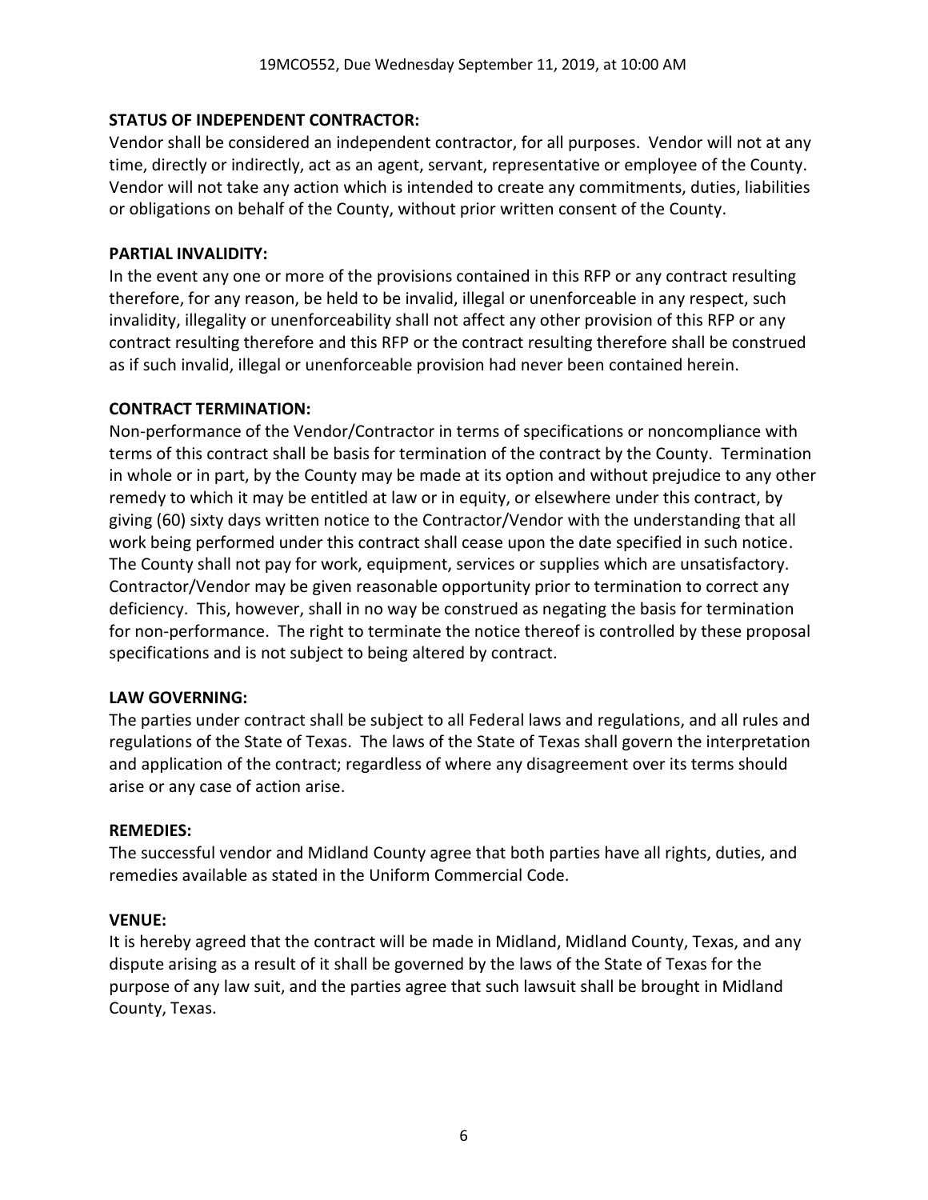**STATUS OF INDEPENDENT CONTRACTOR:**

Vendor shall be considered an independent contractor, for all purposes. Vendor will not at any time, directly or indirectly, act as an agent, servant, representative or employee of the County. Vendor will not take any action which is intended to create any commitments, duties, liabilities or obligations on behalf of the County, without prior written consent of the County.

**PARTIAL INVALIDITY:**

In the event any one or more of the provisions contained in this RFP or any contract resulting therefore, for any reason, be held to be invalid, illegal or unenforceable in any respect, such invalidity, illegality or unenforceability shall not affect any other provision of this RFP or any contract resulting therefore and this RFP or the contract resulting therefore shall be construed as if such invalid, illegal or unenforceable provision had never been contained herein.

**CONTRACT TERMINATION:**

Non-performance of the Vendor/Contractor in terms of specifications or noncompliance with terms of this contract shall be basis for termination of the contract by the County. Termination in whole or in part, by the County may be made at its option and without prejudice to any other remedy to which it may be entitled at law or in equity, or elsewhere under this contract, by giving (60) sixty days written notice to the Contractor/Vendor with the understanding that all work being performed under this contract shall cease upon the date specified in such notice. The County shall not pay for work, equipment, services or supplies which are unsatisfactory. Contractor/Vendor may be given reasonable opportunity prior to termination to correct any deficiency. This, however, shall in no way be construed as negating the basis for termination for non-performance. The right to terminate the notice thereof is controlled by these proposal specifications and is not subject to being altered by contract.

**LAW GOVERNING:**

The parties under contract shall be subject to all Federal laws and regulations, and all rules and regulations of the State of Texas. The laws of the State of Texas shall govern the interpretation and application of the contract; regardless of where any disagreement over its terms should arise or any case of action arise.

**REMEDIES:**

The successful vendor and Midland County agree that both parties have all rights, duties, and remedies available as stated in the Uniform Commercial Code.

**VENUE:**

It is hereby agreed that the contract will be made in Midland, Midland County, Texas, and any dispute arising as a result of it shall be governed by the laws of the State of Texas for the purpose of any law suit, and the parties agree that such lawsuit shall be brought in Midland County, Texas.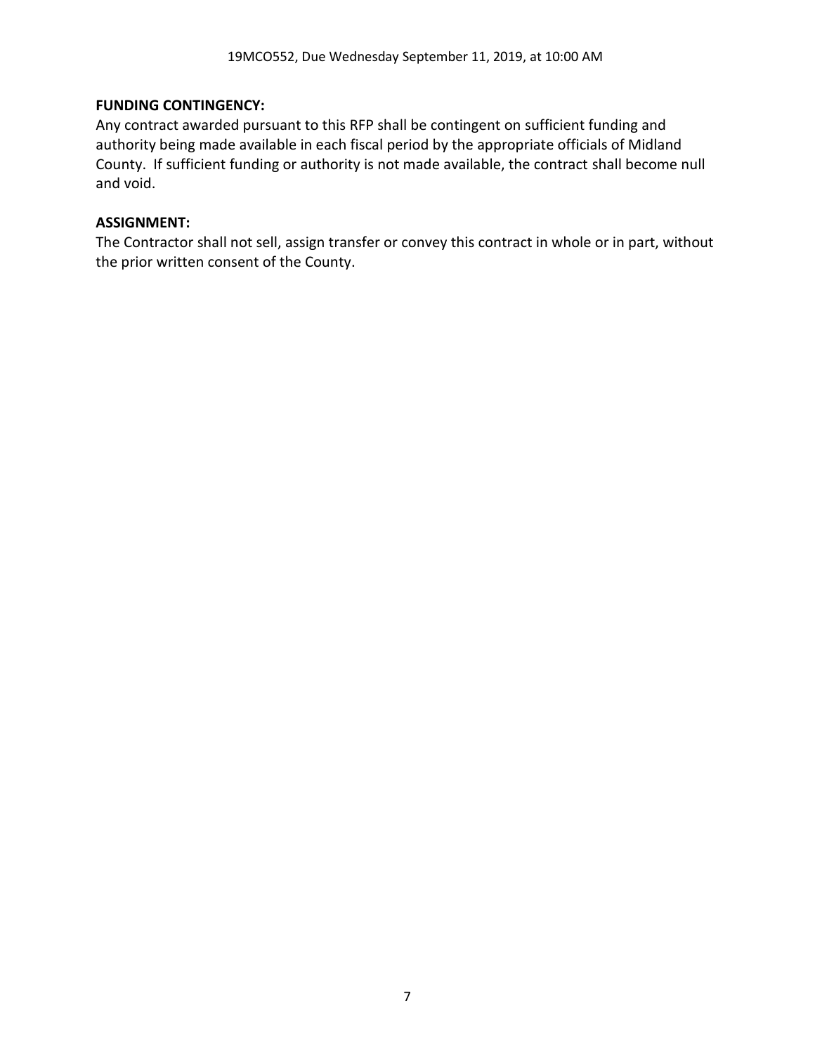**FUNDING CONTINGENCY:**
Any contract awarded pursuant to this RFP shall be contingent on sufficient funding and authority being made available in each fiscal period by the appropriate officials of Midland County. If sufficient funding or authority is not made available, the contract shall become null and void.

**ASSIGNMENT:**
The Contractor shall not sell, assign transfer or convey this contract in whole or in part, without the prior written consent of the County.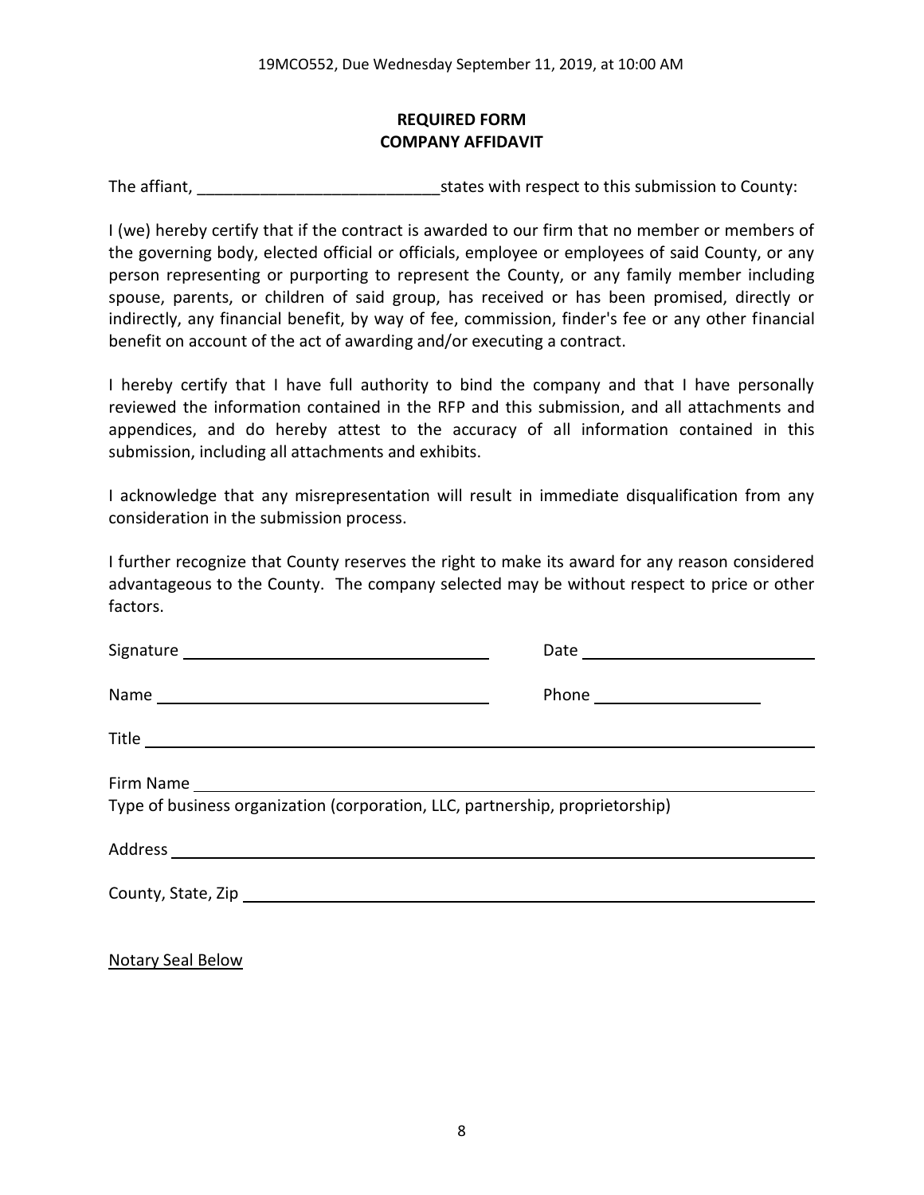## REQUIRED FORM
## COMPANY AFFIDAVIT

The affiant, ___________________________states with respect to this submission to County:

I (we) hereby certify that if the contract is awarded to our firm that no member or members of the governing body, elected official or officials, employee or employees of said County, or any person representing or purporting to represent the County, or any family member including spouse, parents, or children of said group, has received or has been promised, directly or indirectly, any financial benefit, by way of fee, commission, finder's fee or any other financial benefit on account of the act of awarding and/or executing a contract.

I hereby certify that I have full authority to bind the company and that I have personally reviewed the information contained in the RFP and this submission, and all attachments and appendices, and do hereby attest to the accuracy of all information contained in this submission, including all attachments and exhibits.

I acknowledge that any misrepresentation will result in immediate disqualification from any consideration in the submission process.

I further recognize that County reserves the right to make its award for any reason considered advantageous to the County. The company selected may be without respect to price or other factors.

Signature ___________________________ Date ___________________________

Name ___________________________ Phone ___________________

Title ___________________________________________________________

Firm Name ___________________________________________________________

Type of business organization (corporation, LLC, partnership, proprietorship)

Address ___________________________________________________________

County, State, Zip ___________________________________________________________

Notary Seal Below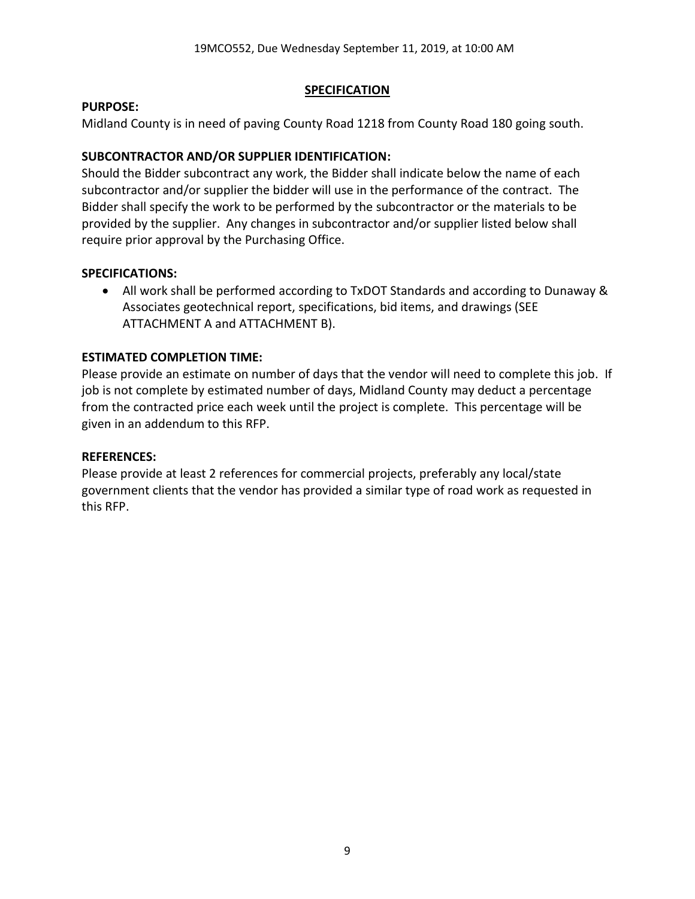## SPECIFICATION

**PURPOSE:**

Midland County is in need of paving County Road 1218 from County Road 180 going south.

**SUBCONTRACTOR AND/OR SUPPLIER IDENTIFICATION:**

Should the Bidder subcontract any work, the Bidder shall indicate below the name of each subcontractor and/or supplier the bidder will use in the performance of the contract. The Bidder shall specify the work to be performed by the subcontractor or the materials to be provided by the supplier. Any changes in subcontractor and/or supplier listed below shall require prior approval by the Purchasing Office.

**SPECIFICATIONS:**

- All work shall be performed according to TxDOT Standards and according to Dunaway & Associates geotechnical report, specifications, bid items, and drawings (SEE ATTACHMENT A and ATTACHMENT B).

**ESTIMATED COMPLETION TIME:**

Please provide an estimate on number of days that the vendor will need to complete this job. If job is not complete by estimated number of days, Midland County may deduct a percentage from the contracted price each week until the project is complete. This percentage will be given in an addendum to this RFP.

**REFERENCES:**

Please provide at least 2 references for commercial projects, preferably any local/state government clients that the vendor has provided a similar type of road work as requested in this RFP.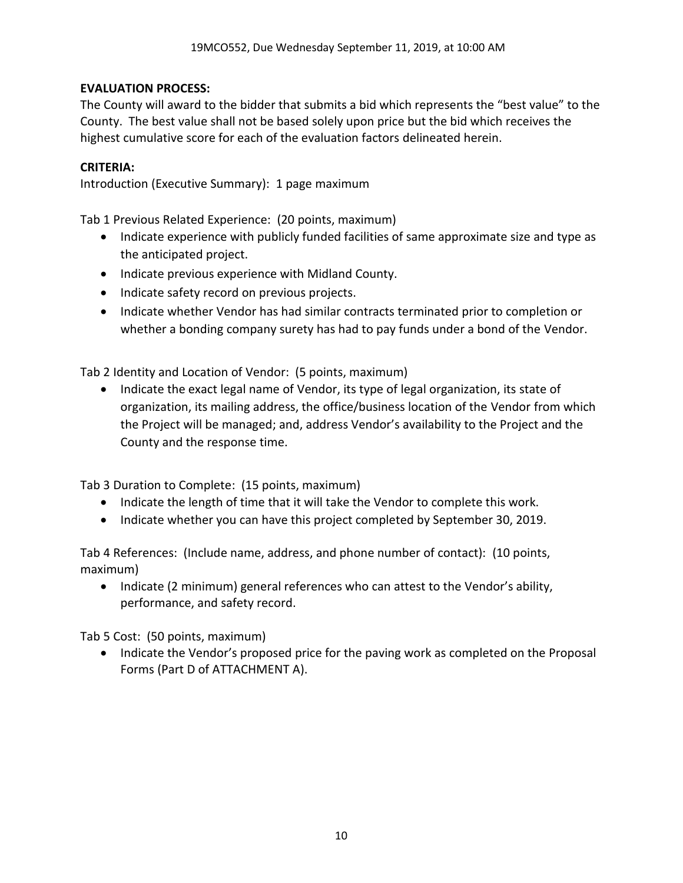**EVALUATION PROCESS:**
The County will award to the bidder that submits a bid which represents the "best value" to the County. The best value shall not be based solely upon price but the bid which receives the highest cumulative score for each of the evaluation factors delineated herein.

**CRITERIA:**
Introduction (Executive Summary): 1 page maximum

Tab 1 Previous Related Experience: (20 points, maximum)

- Indicate experience with publicly funded facilities of same approximate size and type as the anticipated project.
- Indicate previous experience with Midland County.
- Indicate safety record on previous projects.
- Indicate whether Vendor has had similar contracts terminated prior to completion or whether a bonding company surety has had to pay funds under a bond of the Vendor.

Tab 2 Identity and Location of Vendor: (5 points, maximum)

- Indicate the exact legal name of Vendor, its type of legal organization, its state of organization, its mailing address, the office/business location of the Vendor from which the Project will be managed; and, address Vendor's availability to the Project and the County and the response time.

Tab 3 Duration to Complete: (15 points, maximum)

- Indicate the length of time that it will take the Vendor to complete this work.
- Indicate whether you can have this project completed by September 30, 2019.

Tab 4 References: (Include name, address, and phone number of contact): (10 points, maximum)

- Indicate (2 minimum) general references who can attest to the Vendor's ability, performance, and safety record.

Tab 5 Cost: (50 points, maximum)

- Indicate the Vendor's proposed price for the paving work as completed on the Proposal Forms (Part D of ATTACHMENT A).